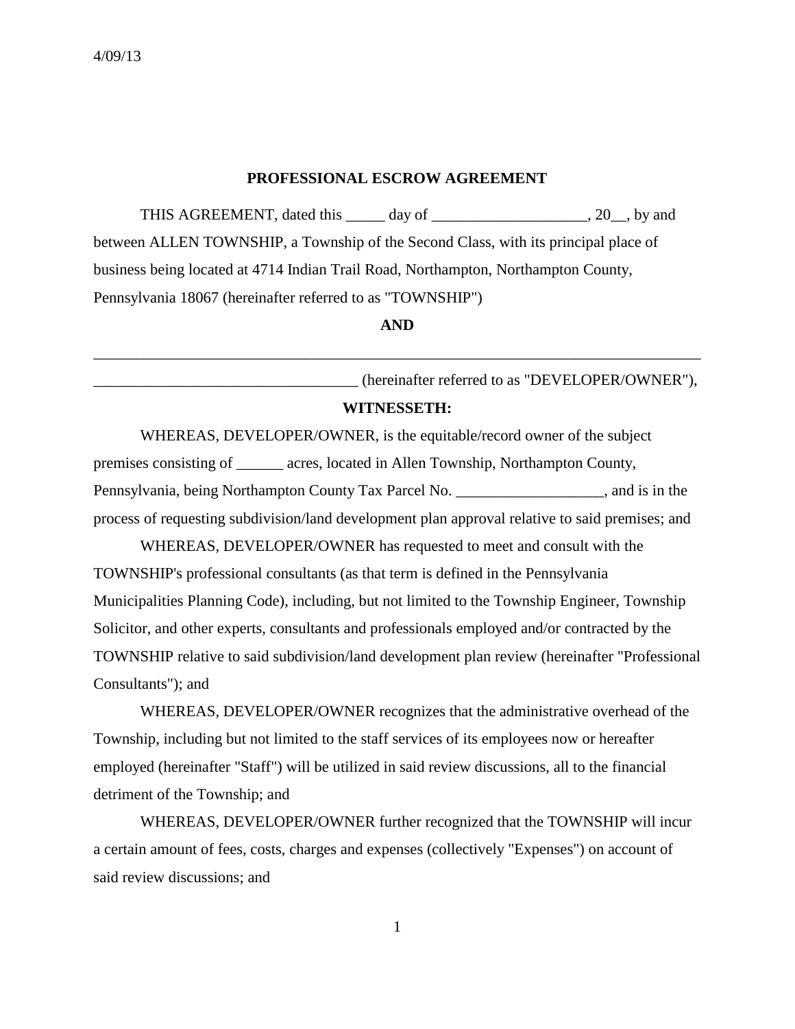4/09/13

**PROFESSIONAL ESCROW AGREEMENT**

THIS AGREEMENT, dated this _____ day of ____________________, 20__, by and between ALLEN TOWNSHIP, a Township of the Second Class, with its principal place of business being located at 4714 Indian Trail Road, Northampton, Northampton County, Pennsylvania 18067 (hereinafter referred to as "TOWNSHIP")

**AND**

_____________________________________________________________________________

__________________________________ (hereinafter referred to as "DEVELOPER/OWNER"),

**WITNESSETH:**

WHEREAS, DEVELOPER/OWNER, is the equitable/record owner of the subject premises consisting of ______ acres, located in Allen Township, Northampton County, Pennsylvania, being Northampton County Tax Parcel No. ___________________, and is in the process of requesting subdivision/land development plan approval relative to said premises; and

WHEREAS, DEVELOPER/OWNER has requested to meet and consult with the TOWNSHIP's professional consultants (as that term is defined in the Pennsylvania Municipalities Planning Code), including, but not limited to the Township Engineer, Township Solicitor, and other experts, consultants and professionals employed and/or contracted by the TOWNSHIP relative to said subdivision/land development plan review (hereinafter "Professional Consultants"); and

WHEREAS, DEVELOPER/OWNER recognizes that the administrative overhead of the Township, including but not limited to the staff services of its employees now or hereafter employed (hereinafter "Staff") will be utilized in said review discussions, all to the financial detriment of the Township; and

WHEREAS, DEVELOPER/OWNER further recognized that the TOWNSHIP will incur a certain amount of fees, costs, charges and expenses (collectively "Expenses") on account of said review discussions; and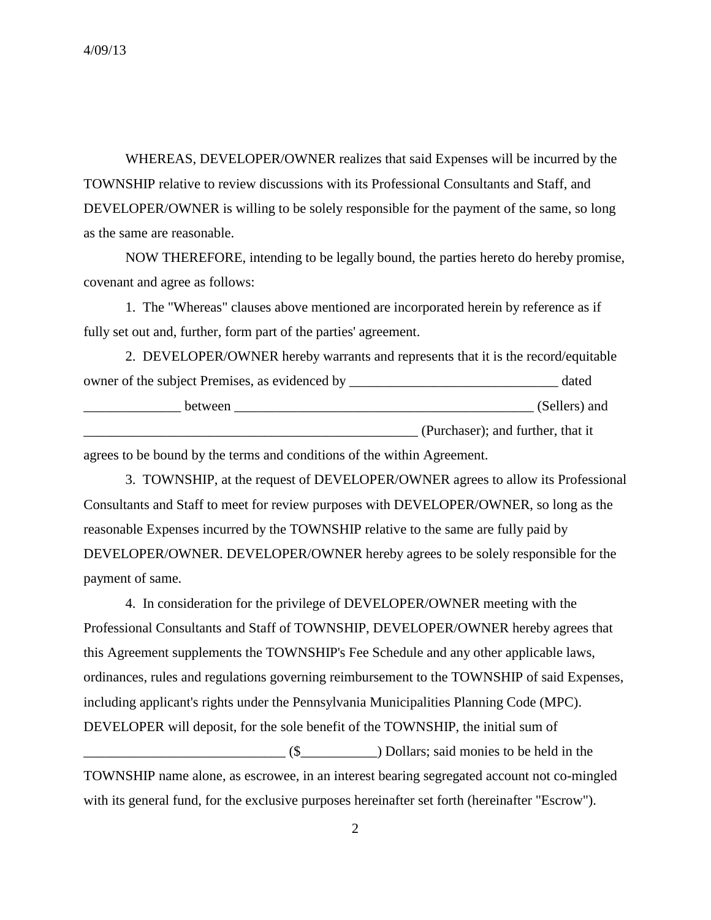WHEREAS, DEVELOPER/OWNER realizes that said Expenses will be incurred by the TOWNSHIP relative to review discussions with its Professional Consultants and Staff, and DEVELOPER/OWNER is willing to be solely responsible for the payment of the same, so long as the same are reasonable.

NOW THEREFORE, intending to be legally bound, the parties hereto do hereby promise, covenant and agree as follows:

1. The "Whereas" clauses above mentioned are incorporated herein by reference as if fully set out and, further, form part of the parties' agreement.

2. DEVELOPER/OWNER hereby warrants and represents that it is the record/equitable owner of the subject Premises, as evidenced by ______________________________ dated ______________ between ____________________________________________ (Sellers) and __________________________________________________ (Purchaser); and further, that it agrees to be bound by the terms and conditions of the within Agreement.

3. TOWNSHIP, at the request of DEVELOPER/OWNER agrees to allow its Professional Consultants and Staff to meet for review purposes with DEVELOPER/OWNER, so long as the reasonable Expenses incurred by the TOWNSHIP relative to the same are fully paid by DEVELOPER/OWNER. DEVELOPER/OWNER hereby agrees to be solely responsible for the payment of same.

4. In consideration for the privilege of DEVELOPER/OWNER meeting with the Professional Consultants and Staff of TOWNSHIP, DEVELOPER/OWNER hereby agrees that this Agreement supplements the TOWNSHIP's Fee Schedule and any other applicable laws, ordinances, rules and regulations governing reimbursement to the TOWNSHIP of said Expenses, including applicant's rights under the Pennsylvania Municipalities Planning Code (MPC). DEVELOPER will deposit, for the sole benefit of the TOWNSHIP, the initial sum of _____________________________ ($___________) Dollars; said monies to be held in the TOWNSHIP name alone, as escrowee, in an interest bearing segregated account not co-mingled with its general fund, for the exclusive purposes hereinafter set forth (hereinafter "Escrow").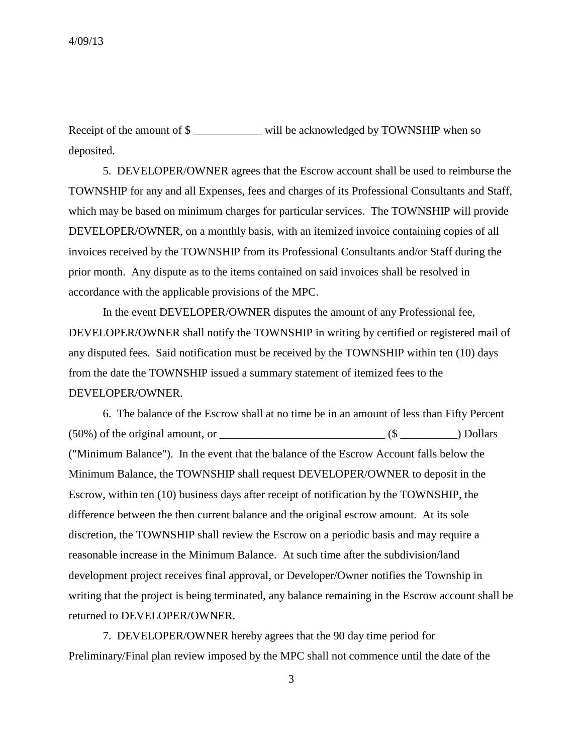Receipt of the amount of $ ____________ will be acknowledged by TOWNSHIP when so deposited.

5. DEVELOPER/OWNER agrees that the Escrow account shall be used to reimburse the TOWNSHIP for any and all Expenses, fees and charges of its Professional Consultants and Staff, which may be based on minimum charges for particular services. The TOWNSHIP will provide DEVELOPER/OWNER, on a monthly basis, with an itemized invoice containing copies of all invoices received by the TOWNSHIP from its Professional Consultants and/or Staff during the prior month. Any dispute as to the items contained on said invoices shall be resolved in accordance with the applicable provisions of the MPC.

In the event DEVELOPER/OWNER disputes the amount of any Professional fee, DEVELOPER/OWNER shall notify the TOWNSHIP in writing by certified or registered mail of any disputed fees. Said notification must be received by the TOWNSHIP within ten (10) days from the date the TOWNSHIP issued a summary statement of itemized fees to the DEVELOPER/OWNER.

6. The balance of the Escrow shall at no time be in an amount of less than Fifty Percent (50%) of the original amount, or _____________________________ ($ __________) Dollars ("Minimum Balance"). In the event that the balance of the Escrow Account falls below the Minimum Balance, the TOWNSHIP shall request DEVELOPER/OWNER to deposit in the Escrow, within ten (10) business days after receipt of notification by the TOWNSHIP, the difference between the then current balance and the original escrow amount. At its sole discretion, the TOWNSHIP shall review the Escrow on a periodic basis and may require a reasonable increase in the Minimum Balance. At such time after the subdivision/land development project receives final approval, or Developer/Owner notifies the Township in writing that the project is being terminated, any balance remaining in the Escrow account shall be returned to DEVELOPER/OWNER.

7. DEVELOPER/OWNER hereby agrees that the 90 day time period for Preliminary/Final plan review imposed by the MPC shall not commence until the date of the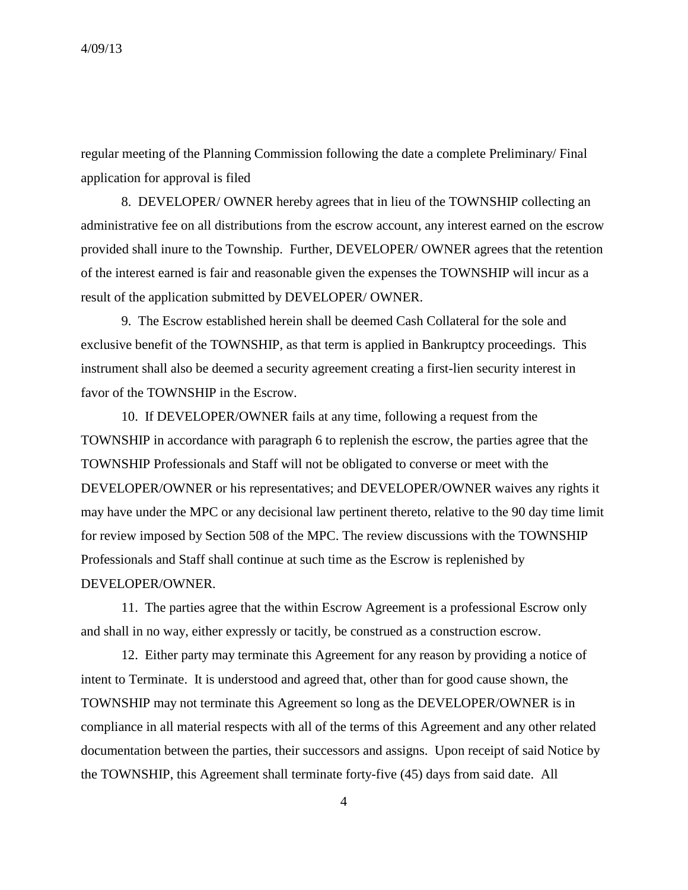regular meeting of the Planning Commission following the date a complete Preliminary/ Final application for approval is filed

8. DEVELOPER/ OWNER hereby agrees that in lieu of the TOWNSHIP collecting an administrative fee on all distributions from the escrow account, any interest earned on the escrow provided shall inure to the Township. Further, DEVELOPER/ OWNER agrees that the retention of the interest earned is fair and reasonable given the expenses the TOWNSHIP will incur as a result of the application submitted by DEVELOPER/ OWNER.

9. The Escrow established herein shall be deemed Cash Collateral for the sole and exclusive benefit of the TOWNSHIP, as that term is applied in Bankruptcy proceedings. This instrument shall also be deemed a security agreement creating a first-lien security interest in favor of the TOWNSHIP in the Escrow.

10. If DEVELOPER/OWNER fails at any time, following a request from the TOWNSHIP in accordance with paragraph 6 to replenish the escrow, the parties agree that the TOWNSHIP Professionals and Staff will not be obligated to converse or meet with the DEVELOPER/OWNER or his representatives; and DEVELOPER/OWNER waives any rights it may have under the MPC or any decisional law pertinent thereto, relative to the 90 day time limit for review imposed by Section 508 of the MPC. The review discussions with the TOWNSHIP Professionals and Staff shall continue at such time as the Escrow is replenished by DEVELOPER/OWNER.

11. The parties agree that the within Escrow Agreement is a professional Escrow only and shall in no way, either expressly or tacitly, be construed as a construction escrow.

12. Either party may terminate this Agreement for any reason by providing a notice of intent to Terminate. It is understood and agreed that, other than for good cause shown, the TOWNSHIP may not terminate this Agreement so long as the DEVELOPER/OWNER is in compliance in all material respects with all of the terms of this Agreement and any other related documentation between the parties, their successors and assigns. Upon receipt of said Notice by the TOWNSHIP, this Agreement shall terminate forty-five (45) days from said date. All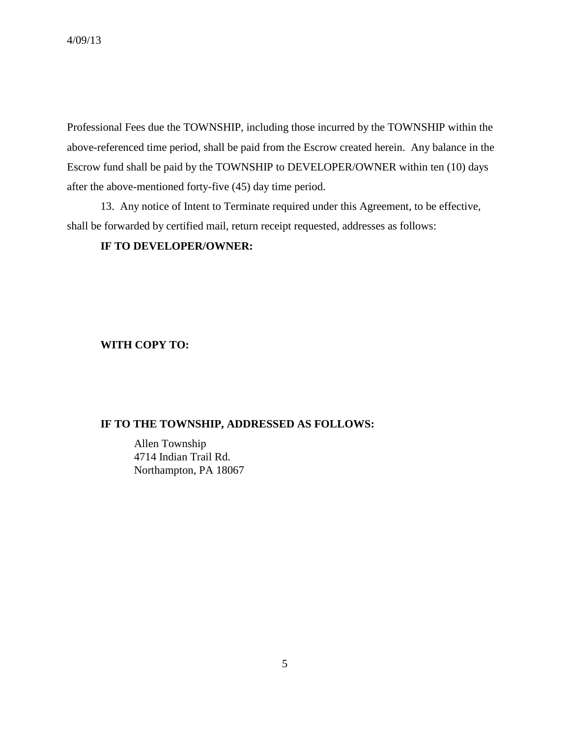Professional Fees due the TOWNSHIP, including those incurred by the TOWNSHIP within the above-referenced time period, shall be paid from the Escrow created herein. Any balance in the Escrow fund shall be paid by the TOWNSHIP to DEVELOPER/OWNER within ten (10) days after the above-mentioned forty-five (45) day time period.

13. Any notice of Intent to Terminate required under this Agreement, to be effective, shall be forwarded by certified mail, return receipt requested, addresses as follows:

**IF TO DEVELOPER/OWNER:**

**WITH COPY TO:**

**IF TO THE TOWNSHIP, ADDRESSED AS FOLLOWS:**

Allen Township
4714 Indian Trail Rd.
Northampton, PA 18067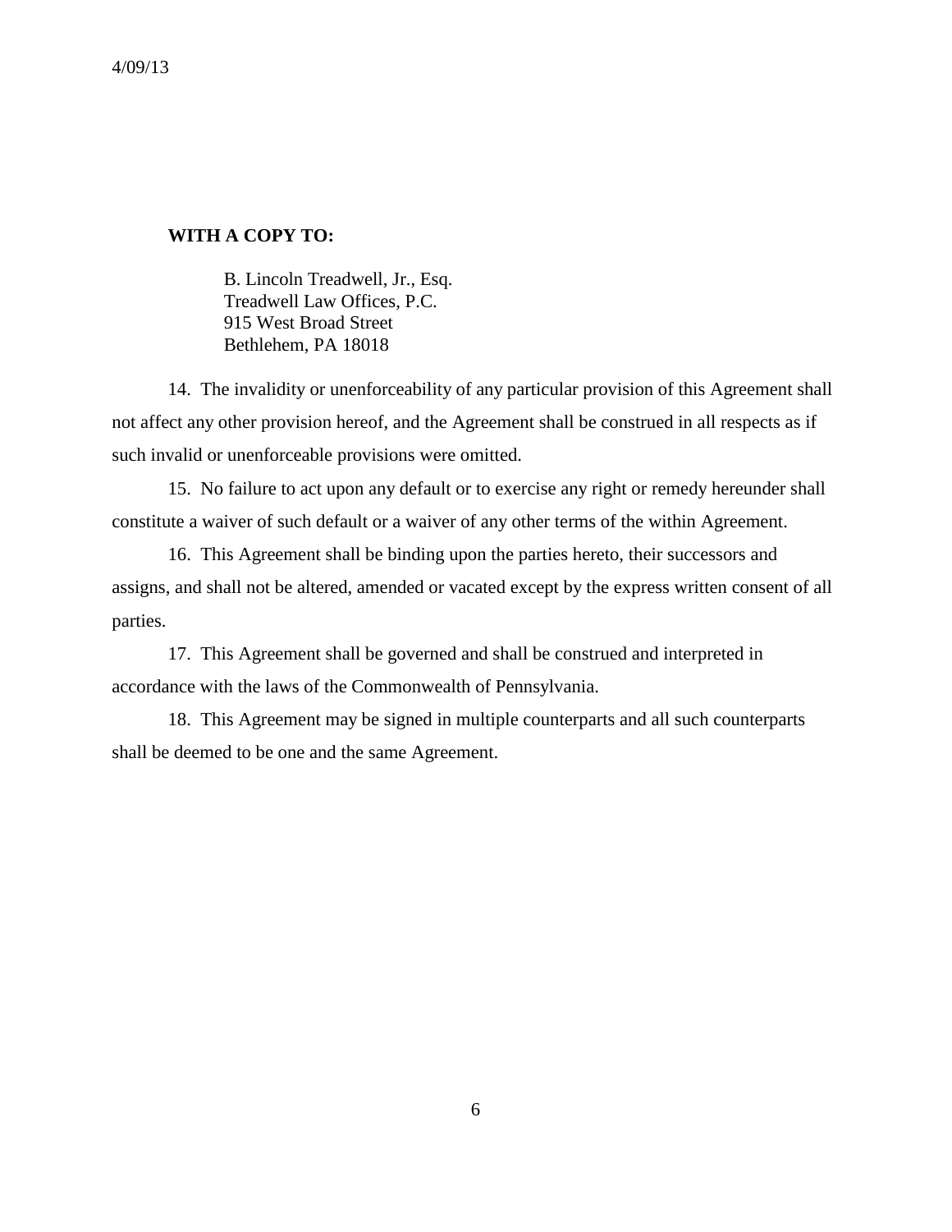**WITH A COPY TO:**

B. Lincoln Treadwell, Jr., Esq.
Treadwell Law Offices, P.C.
915 West Broad Street
Bethlehem, PA 18018

14. The invalidity or unenforceability of any particular provision of this Agreement shall not affect any other provision hereof, and the Agreement shall be construed in all respects as if such invalid or unenforceable provisions were omitted.

15. No failure to act upon any default or to exercise any right or remedy hereunder shall constitute a waiver of such default or a waiver of any other terms of the within Agreement.

16. This Agreement shall be binding upon the parties hereto, their successors and assigns, and shall not be altered, amended or vacated except by the express written consent of all parties.

17. This Agreement shall be governed and shall be construed and interpreted in accordance with the laws of the Commonwealth of Pennsylvania.

18. This Agreement may be signed in multiple counterparts and all such counterparts shall be deemed to be one and the same Agreement.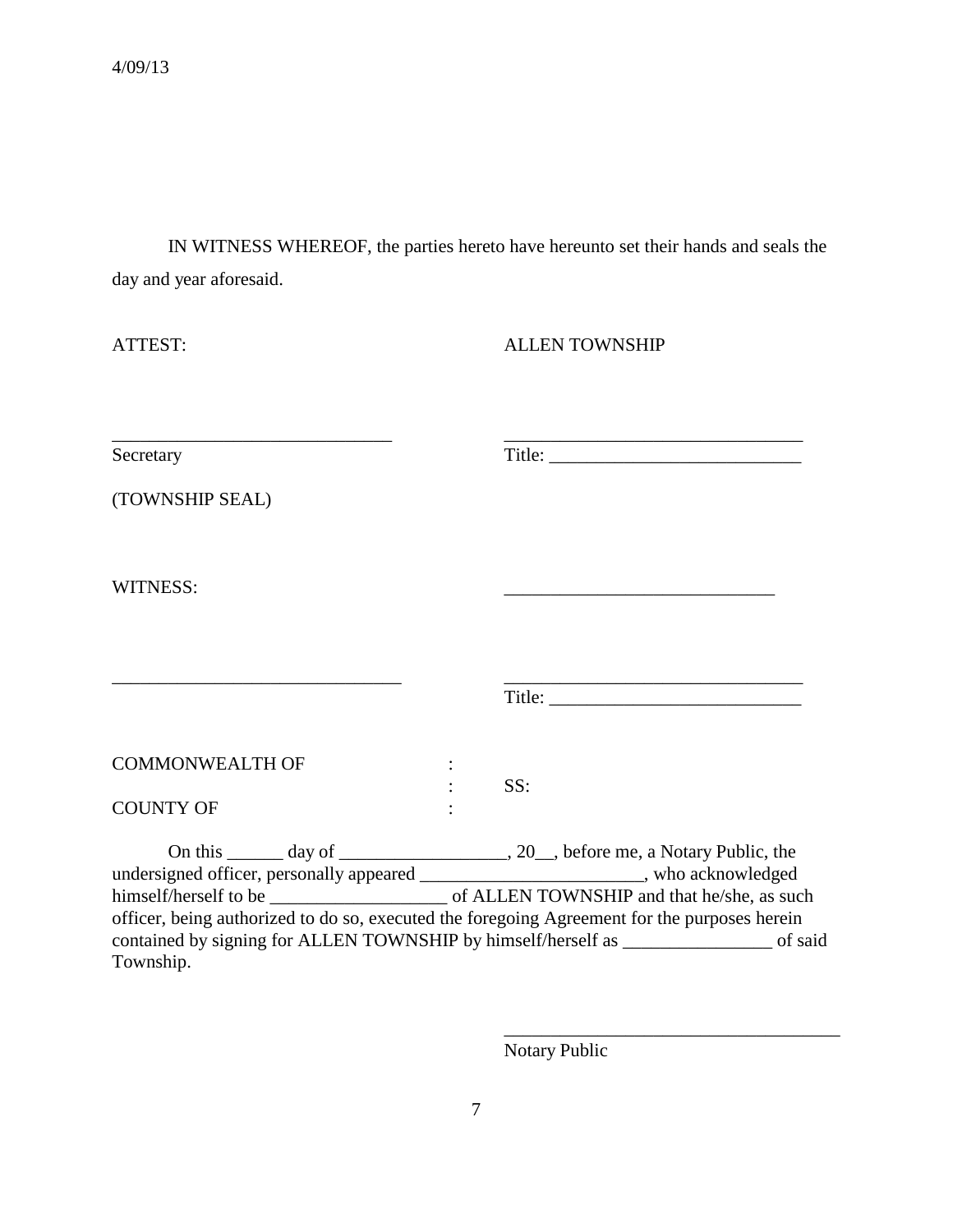4/09/13

IN WITNESS WHEREOF, the parties hereto have hereunto set their hands and seals the day and year aforesaid.

ATTEST: ALLEN TOWNSHIP

_______________________________ _________________________________

Secretary Title: ___________________________

(TOWNSHIP SEAL)

WITNESS: _____________________________

_______________________________ _________________________________

Title: ___________________________

COMMONWEALTH OF :
: SS:
COUNTY OF :

On this ______ day of __________________, 20__, before me, a Notary Public, the undersigned officer, personally appeared _________________________, who acknowledged himself/herself to be ___________________ of ALLEN TOWNSHIP and that he/she, as such officer, being authorized to do so, executed the foregoing Agreement for the purposes herein contained by signing for ALLEN TOWNSHIP by himself/herself as ________________ of said Township.

_____________________________________

Notary Public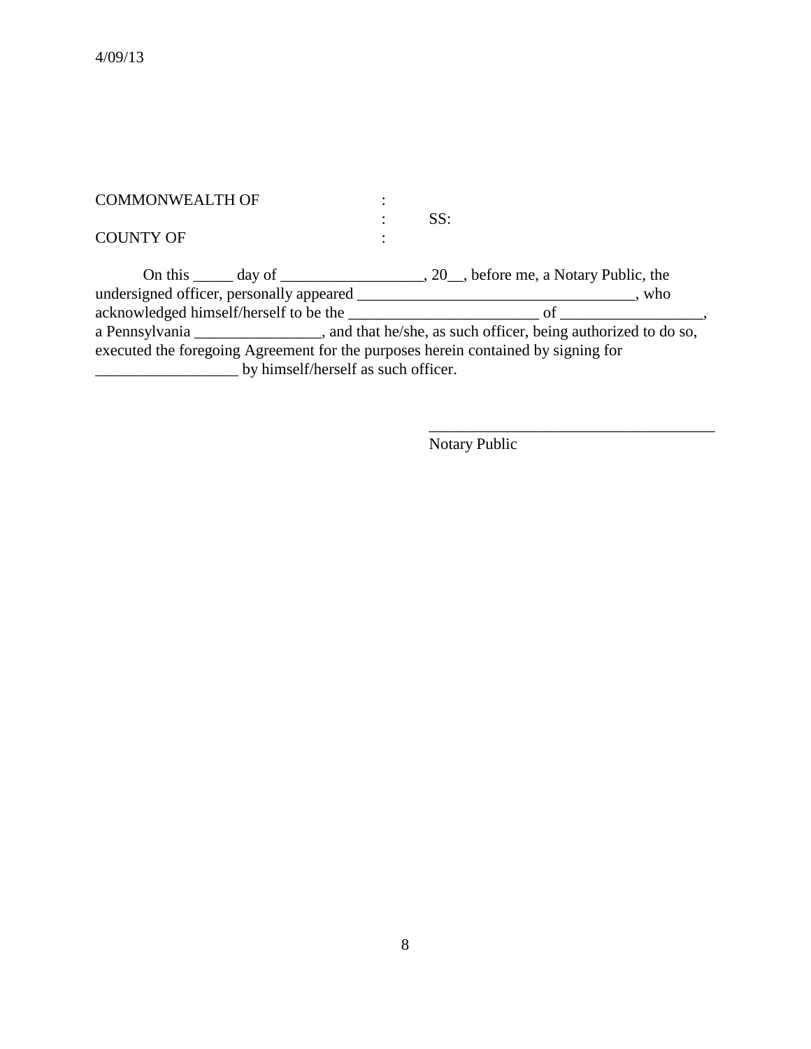4/09/13

COMMONWEALTH OF :
: SS:
COUNTY OF :

On this _____ day of __________________, 20__, before me, a Notary Public, the undersigned officer, personally appeared ___________________________________, who acknowledged himself/herself to be the ________________________ of __________________, a Pennsylvania ________________, and that he/she, as such officer, being authorized to do so, executed the foregoing Agreement for the purposes herein contained by signing for __________________ by himself/herself as such officer.

____________________________________
Notary Public